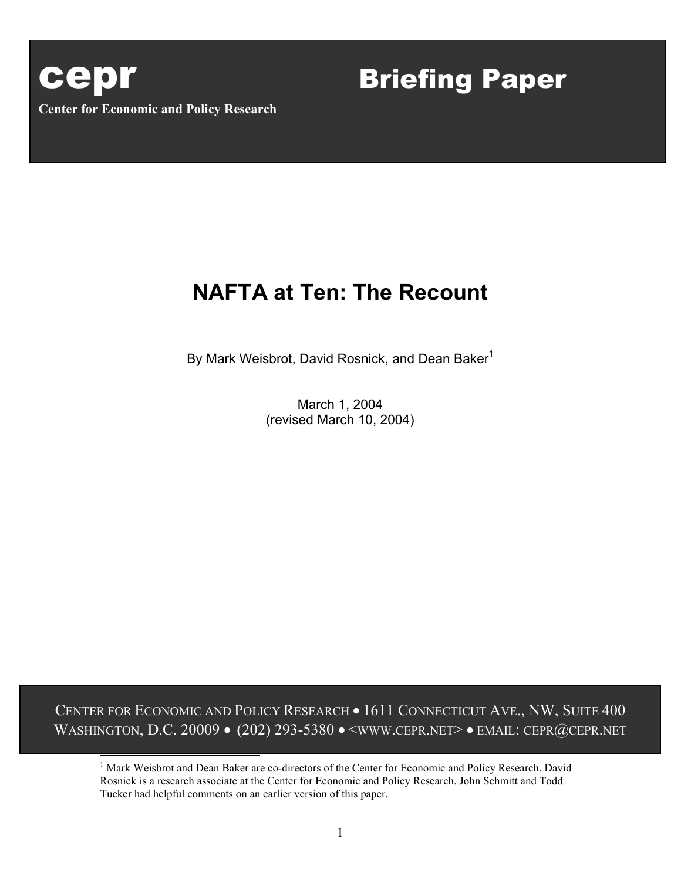**cepr**

**Center for Economic and Policy Research**

**Briefing Paper**

# NAFTA at Ten: The Recount

By Mark Weisbrot, David Rosnick, and Dean Baker[1]

March 1, 2004
(revised March 10, 2004)

CENTER FOR ECONOMIC AND POLICY RESEARCH • 1611 CONNECTICUT AVE., NW, SUITE 400
WASHINGTON, D.C. 20009 • (202) 293-5380 • <WWW.CEPR.NET> • EMAIL: CEPR@CEPR.NET

[1] Mark Weisbrot and Dean Baker are co-directors of the Center for Economic and Policy Research. David Rosnick is a research associate at the Center for Economic and Policy Research. John Schmitt and Todd Tucker had helpful comments on an earlier version of this paper.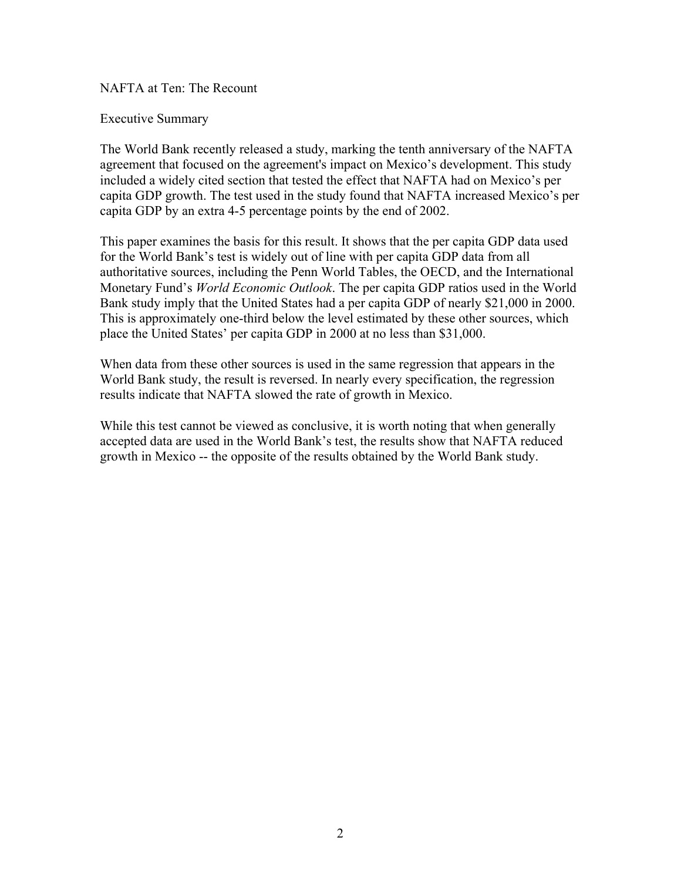# NAFTA at Ten: The Recount

## Executive Summary

The World Bank recently released a study, marking the tenth anniversary of the NAFTA agreement that focused on the agreement's impact on Mexico's development. This study included a widely cited section that tested the effect that NAFTA had on Mexico's per capita GDP growth. The test used in the study found that NAFTA increased Mexico's per capita GDP by an extra 4-5 percentage points by the end of 2002.

This paper examines the basis for this result. It shows that the per capita GDP data used for the World Bank's test is widely out of line with per capita GDP data from all authoritative sources, including the Penn World Tables, the OECD, and the International Monetary Fund's *World Economic Outlook*. The per capita GDP ratios used in the World Bank study imply that the United States had a per capita GDP of nearly $21,000 in 2000. This is approximately one-third below the level estimated by these other sources, which place the United States' per capita GDP in 2000 at no less than $31,000.

When data from these other sources is used in the same regression that appears in the World Bank study, the result is reversed. In nearly every specification, the regression results indicate that NAFTA slowed the rate of growth in Mexico.

While this test cannot be viewed as conclusive, it is worth noting that when generally accepted data are used in the World Bank's test, the results show that NAFTA reduced growth in Mexico -- the opposite of the results obtained by the World Bank study.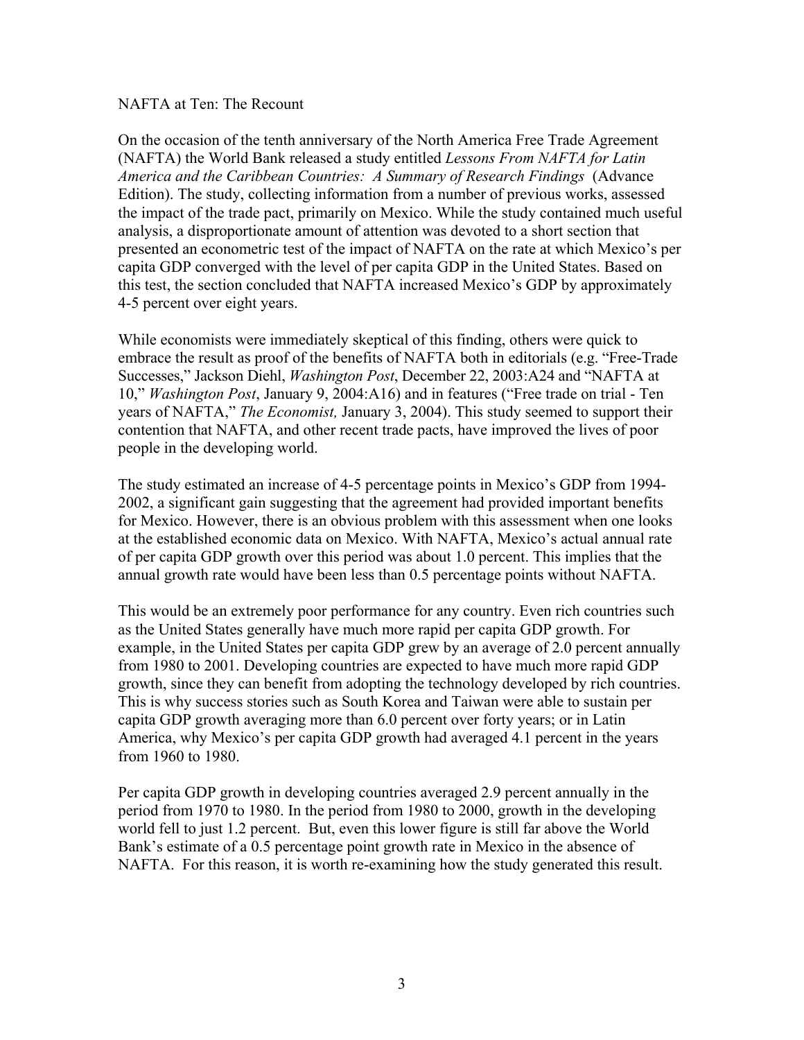# NAFTA at Ten: The Recount

On the occasion of the tenth anniversary of the North America Free Trade Agreement (NAFTA) the World Bank released a study entitled *Lessons From NAFTA for Latin America and the Caribbean Countries: A Summary of Research Findings* (Advance Edition). The study, collecting information from a number of previous works, assessed the impact of the trade pact, primarily on Mexico. While the study contained much useful analysis, a disproportionate amount of attention was devoted to a short section that presented an econometric test of the impact of NAFTA on the rate at which Mexico's per capita GDP converged with the level of per capita GDP in the United States. Based on this test, the section concluded that NAFTA increased Mexico's GDP by approximately 4-5 percent over eight years.

While economists were immediately skeptical of this finding, others were quick to embrace the result as proof of the benefits of NAFTA both in editorials (e.g. "Free-Trade Successes," Jackson Diehl, *Washington Post*, December 22, 2003:A24 and "NAFTA at 10," *Washington Post*, January 9, 2004:A16) and in features ("Free trade on trial - Ten years of NAFTA," *The Economist,* January 3, 2004). This study seemed to support their contention that NAFTA, and other recent trade pacts, have improved the lives of poor people in the developing world.

The study estimated an increase of 4-5 percentage points in Mexico's GDP from 1994-2002, a significant gain suggesting that the agreement had provided important benefits for Mexico. However, there is an obvious problem with this assessment when one looks at the established economic data on Mexico. With NAFTA, Mexico's actual annual rate of per capita GDP growth over this period was about 1.0 percent. This implies that the annual growth rate would have been less than 0.5 percentage points without NAFTA.

This would be an extremely poor performance for any country. Even rich countries such as the United States generally have much more rapid per capita GDP growth. For example, in the United States per capita GDP grew by an average of 2.0 percent annually from 1980 to 2001. Developing countries are expected to have much more rapid GDP growth, since they can benefit from adopting the technology developed by rich countries. This is why success stories such as South Korea and Taiwan were able to sustain per capita GDP growth averaging more than 6.0 percent over forty years; or in Latin America, why Mexico's per capita GDP growth had averaged 4.1 percent in the years from 1960 to 1980.

Per capita GDP growth in developing countries averaged 2.9 percent annually in the period from 1970 to 1980. In the period from 1980 to 2000, growth in the developing world fell to just 1.2 percent. But, even this lower figure is still far above the World Bank's estimate of a 0.5 percentage point growth rate in Mexico in the absence of NAFTA. For this reason, it is worth re-examining how the study generated this result.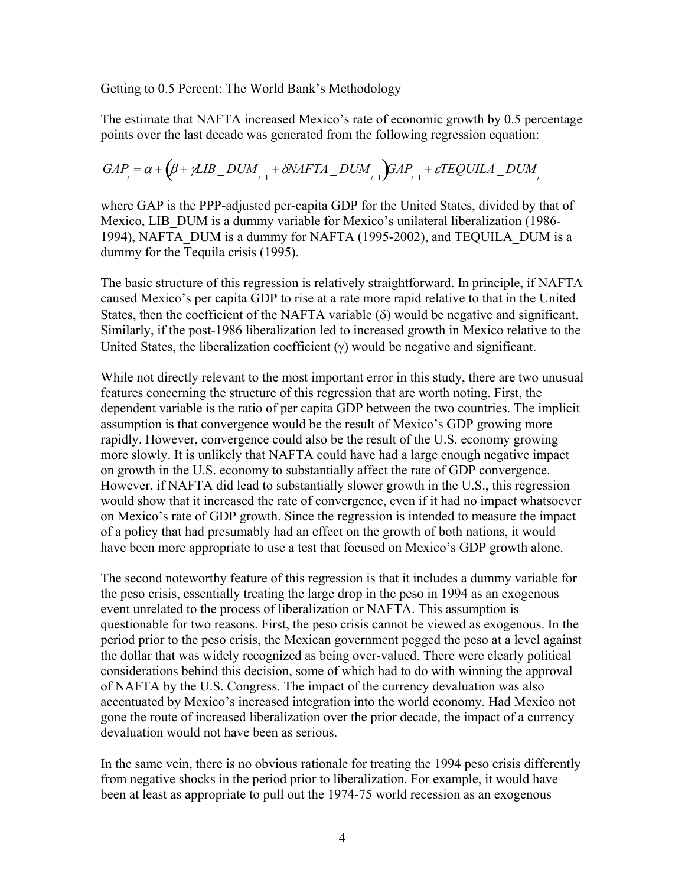Getting to 0.5 Percent: The World Bank's Methodology

The estimate that NAFTA increased Mexico's rate of economic growth by 0.5 percentage points over the last decade was generated from the following regression equation:

$$GAP_t = \alpha + \left(\beta + \gamma LIB\_DUM_{t-1} + \delta NAFTA\_DUM_{t-1}\right)GAP_{t-1} + \varepsilon TEQUILA\_DUM_t$$

where GAP is the PPP-adjusted per-capita GDP for the United States, divided by that of Mexico, LIB_DUM is a dummy variable for Mexico's unilateral liberalization (1986-1994), NAFTA_DUM is a dummy for NAFTA (1995-2002), and TEQUILA_DUM is a dummy for the Tequila crisis (1995).

The basic structure of this regression is relatively straightforward. In principle, if NAFTA caused Mexico's per capita GDP to rise at a rate more rapid relative to that in the United States, then the coefficient of the NAFTA variable ($\delta$) would be negative and significant. Similarly, if the post-1986 liberalization led to increased growth in Mexico relative to the United States, the liberalization coefficient ($\gamma$) would be negative and significant.

While not directly relevant to the most important error in this study, there are two unusual features concerning the structure of this regression that are worth noting. First, the dependent variable is the ratio of per capita GDP between the two countries. The implicit assumption is that convergence would be the result of Mexico's GDP growing more rapidly. However, convergence could also be the result of the U.S. economy growing more slowly. It is unlikely that NAFTA could have had a large enough negative impact on growth in the U.S. economy to substantially affect the rate of GDP convergence. However, if NAFTA did lead to substantially slower growth in the U.S., this regression would show that it increased the rate of convergence, even if it had no impact whatsoever on Mexico's rate of GDP growth. Since the regression is intended to measure the impact of a policy that had presumably had an effect on the growth of both nations, it would have been more appropriate to use a test that focused on Mexico's GDP growth alone.

The second noteworthy feature of this regression is that it includes a dummy variable for the peso crisis, essentially treating the large drop in the peso in 1994 as an exogenous event unrelated to the process of liberalization or NAFTA. This assumption is questionable for two reasons. First, the peso crisis cannot be viewed as exogenous. In the period prior to the peso crisis, the Mexican government pegged the peso at a level against the dollar that was widely recognized as being over-valued. There were clearly political considerations behind this decision, some of which had to do with winning the approval of NAFTA by the U.S. Congress. The impact of the currency devaluation was also accentuated by Mexico's increased integration into the world economy. Had Mexico not gone the route of increased liberalization over the prior decade, the impact of a currency devaluation would not have been as serious.

In the same vein, there is no obvious rationale for treating the 1994 peso crisis differently from negative shocks in the period prior to liberalization. For example, it would have been at least as appropriate to pull out the 1974-75 world recession as an exogenous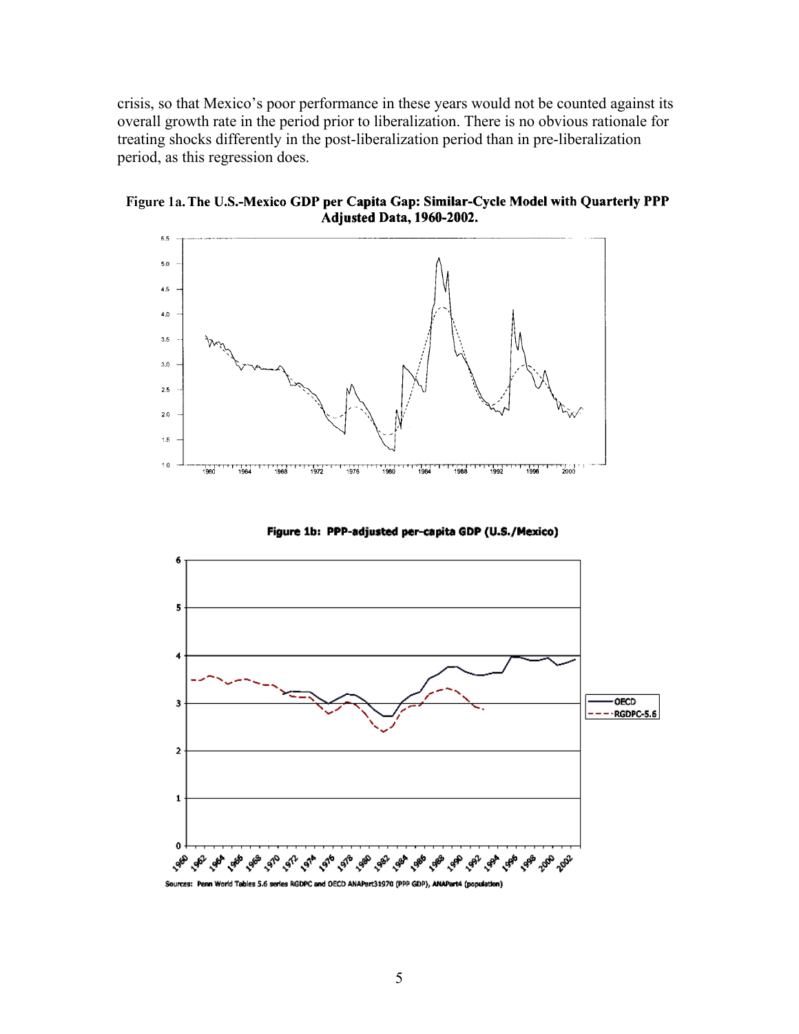crisis, so that Mexico's poor performance in these years would not be counted against its overall growth rate in the period prior to liberalization. There is no obvious rationale for treating shocks differently in the post-liberalization period than in pre-liberalization period, as this regression does.

**Figure 1a. The U.S.-Mexico GDP per Capita Gap: Similar-Cycle Model with Quarterly PPP Adjusted Data, 1960-2002.**

**Figure 1b: PPP-adjusted per-capita GDP (U.S./Mexico)**

Sources: Penn World Tables 5.6 series RGDPC and OECD ANAPart31970 (PPP GDP), ANAPart4 (population)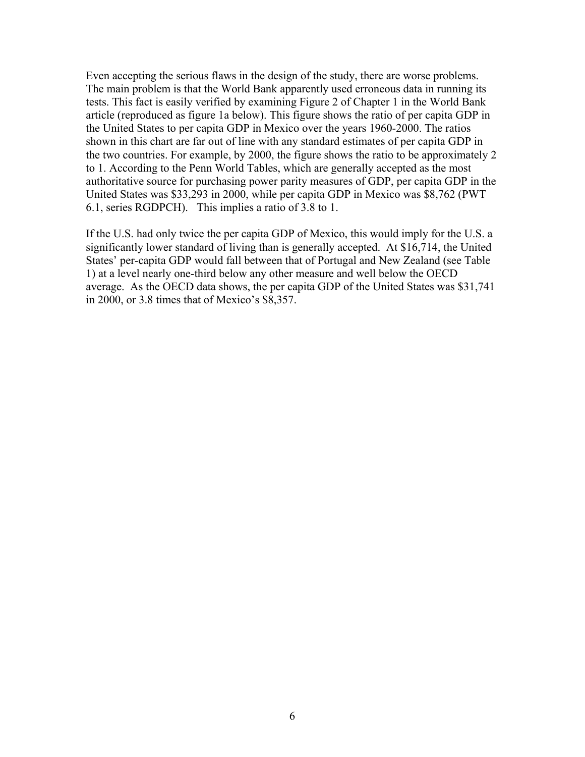Even accepting the serious flaws in the design of the study, there are worse problems. The main problem is that the World Bank apparently used erroneous data in running its tests. This fact is easily verified by examining Figure 2 of Chapter 1 in the World Bank article (reproduced as figure 1a below). This figure shows the ratio of per capita GDP in the United States to per capita GDP in Mexico over the years 1960-2000. The ratios shown in this chart are far out of line with any standard estimates of per capita GDP in the two countries. For example, by 2000, the figure shows the ratio to be approximately 2 to 1. According to the Penn World Tables, which are generally accepted as the most authoritative source for purchasing power parity measures of GDP, per capita GDP in the United States was $33,293 in 2000, while per capita GDP in Mexico was $8,762 (PWT 6.1, series RGDPCH). This implies a ratio of 3.8 to 1.

If the U.S. had only twice the per capita GDP of Mexico, this would imply for the U.S. a significantly lower standard of living than is generally accepted. At $16,714, the United States' per-capita GDP would fall between that of Portugal and New Zealand (see Table 1) at a level nearly one-third below any other measure and well below the OECD average. As the OECD data shows, the per capita GDP of the United States was $31,741 in 2000, or 3.8 times that of Mexico's $8,357.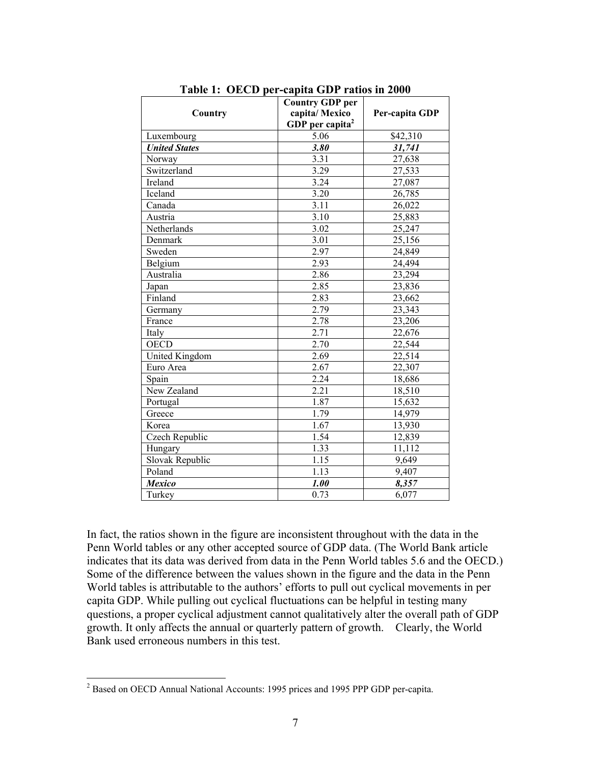**Table 1: OECD per-capita GDP ratios in 2000**

| Country | Country GDP per capita/ Mexico GDP per capita[2] | Per-capita GDP |
|---|---|---|
| Luxembourg | 5.06 | $42,310 |
| ***United States*** | ***3.80*** | ***31,741*** |
| Norway | 3.31 | 27,638 |
| Switzerland | 3.29 | 27,533 |
| Ireland | 3.24 | 27,087 |
| Iceland | 3.20 | 26,785 |
| Canada | 3.11 | 26,022 |
| Austria | 3.10 | 25,883 |
| Netherlands | 3.02 | 25,247 |
| Denmark | 3.01 | 25,156 |
| Sweden | 2.97 | 24,849 |
| Belgium | 2.93 | 24,494 |
| Australia | 2.86 | 23,294 |
| Japan | 2.85 | 23,836 |
| Finland | 2.83 | 23,662 |
| Germany | 2.79 | 23,343 |
| France | 2.78 | 23,206 |
| Italy | 2.71 | 22,676 |
| OECD | 2.70 | 22,544 |
| United Kingdom | 2.69 | 22,514 |
| Euro Area | 2.67 | 22,307 |
| Spain | 2.24 | 18,686 |
| New Zealand | 2.21 | 18,510 |
| Portugal | 1.87 | 15,632 |
| Greece | 1.79 | 14,979 |
| Korea | 1.67 | 13,930 |
| Czech Republic | 1.54 | 12,839 |
| Hungary | 1.33 | 11,112 |
| Slovak Republic | 1.15 | 9,649 |
| Poland | 1.13 | 9,407 |
| ***Mexico*** | ***1.00*** | ***8,357*** |
| Turkey | 0.73 | 6,077 |

In fact, the ratios shown in the figure are inconsistent throughout with the data in the Penn World tables or any other accepted source of GDP data. (The World Bank article indicates that its data was derived from data in the Penn World tables 5.6 and the OECD.) Some of the difference between the values shown in the figure and the data in the Penn World tables is attributable to the authors' efforts to pull out cyclical movements in per capita GDP. While pulling out cyclical fluctuations can be helpful in testing many questions, a proper cyclical adjustment cannot qualitatively alter the overall path of GDP growth. It only affects the annual or quarterly pattern of growth. Clearly, the World Bank used erroneous numbers in this test.

[2] Based on OECD Annual National Accounts: 1995 prices and 1995 PPP GDP per-capita.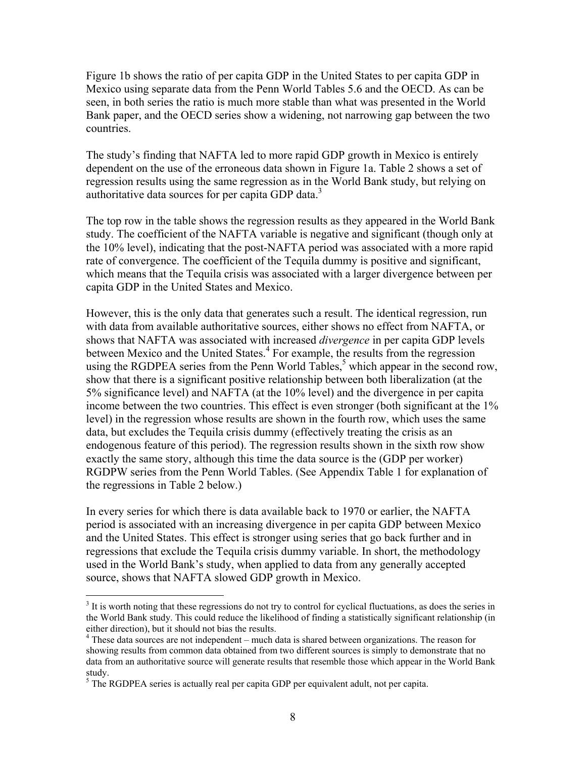Figure 1b shows the ratio of per capita GDP in the United States to per capita GDP in Mexico using separate data from the Penn World Tables 5.6 and the OECD. As can be seen, in both series the ratio is much more stable than what was presented in the World Bank paper, and the OECD series show a widening, not narrowing gap between the two countries.

The study's finding that NAFTA led to more rapid GDP growth in Mexico is entirely dependent on the use of the erroneous data shown in Figure 1a. Table 2 shows a set of regression results using the same regression as in the World Bank study, but relying on authoritative data sources for per capita GDP data.[3]

The top row in the table shows the regression results as they appeared in the World Bank study. The coefficient of the NAFTA variable is negative and significant (though only at the 10% level), indicating that the post-NAFTA period was associated with a more rapid rate of convergence. The coefficient of the Tequila dummy is positive and significant, which means that the Tequila crisis was associated with a larger divergence between per capita GDP in the United States and Mexico.

However, this is the only data that generates such a result. The identical regression, run with data from available authoritative sources, either shows no effect from NAFTA, or shows that NAFTA was associated with increased *divergence* in per capita GDP levels between Mexico and the United States.[4] For example, the results from the regression using the RGDPEA series from the Penn World Tables,[5] which appear in the second row, show that there is a significant positive relationship between both liberalization (at the 5% significance level) and NAFTA (at the 10% level) and the divergence in per capita income between the two countries. This effect is even stronger (both significant at the 1% level) in the regression whose results are shown in the fourth row, which uses the same data, but excludes the Tequila crisis dummy (effectively treating the crisis as an endogenous feature of this period). The regression results shown in the sixth row show exactly the same story, although this time the data source is the (GDP per worker) RGDPW series from the Penn World Tables. (See Appendix Table 1 for explanation of the regressions in Table 2 below.)

In every series for which there is data available back to 1970 or earlier, the NAFTA period is associated with an increasing divergence in per capita GDP between Mexico and the United States. This effect is stronger using series that go back further and in regressions that exclude the Tequila crisis dummy variable. In short, the methodology used in the World Bank's study, when applied to data from any generally accepted source, shows that NAFTA slowed GDP growth in Mexico.

---

[3] It is worth noting that these regressions do not try to control for cyclical fluctuations, as does the series in the World Bank study. This could reduce the likelihood of finding a statistically significant relationship (in either direction), but it should not bias the results.

[4] These data sources are not independent – much data is shared between organizations. The reason for showing results from common data obtained from two different sources is simply to demonstrate that no data from an authoritative source will generate results that resemble those which appear in the World Bank study.

[5] The RGDPEA series is actually real per capita GDP per equivalent adult, not per capita.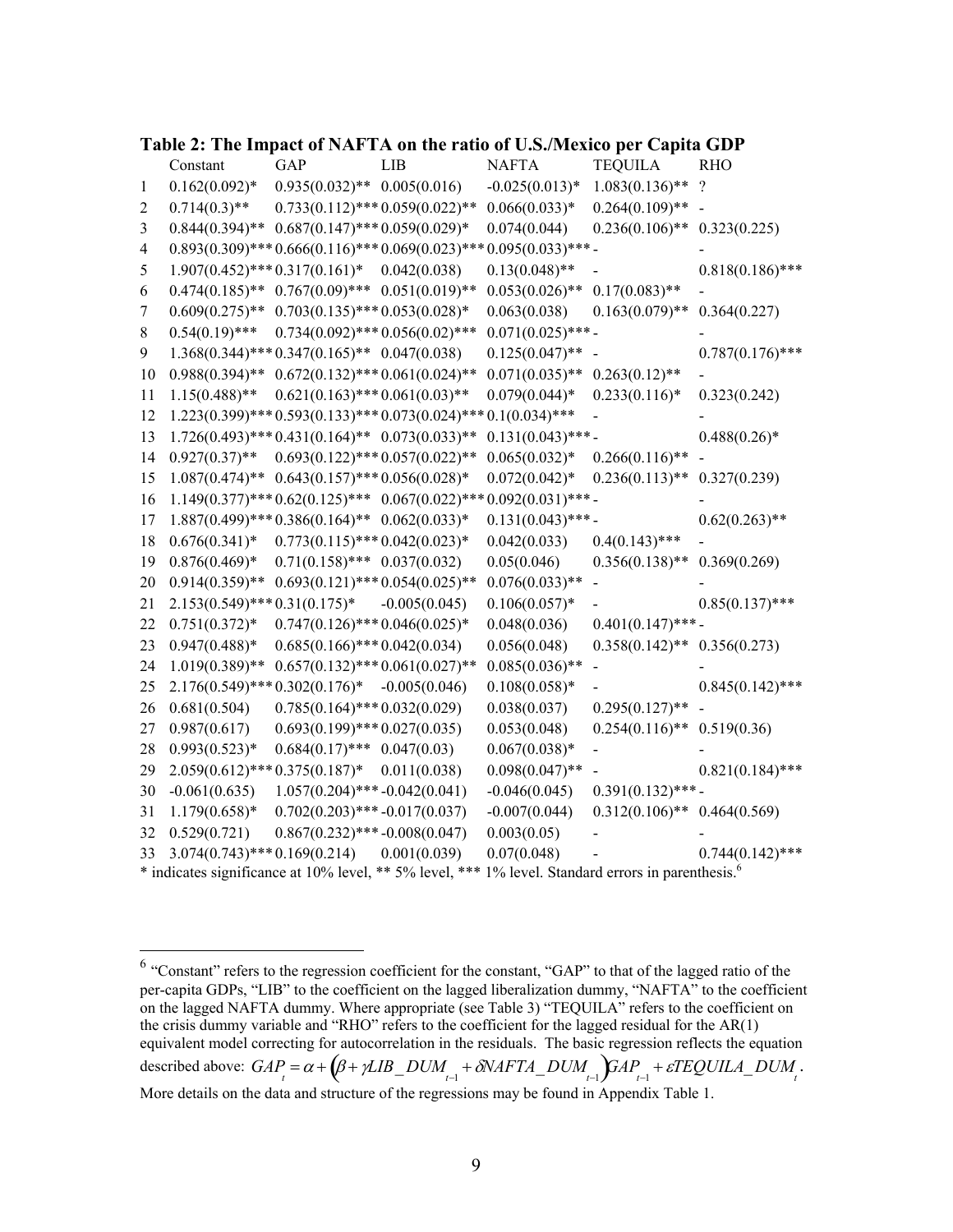**Table 2: The Impact of NAFTA on the ratio of U.S./Mexico per Capita GDP**

| | Constant | GAP | LIB | NAFTA | TEQUILA | RHO |
|---|---|---|---|---|---|---|
| 1 | 0.162(0.092)* | 0.935(0.032)** | 0.005(0.016) | -0.025(0.013)* | 1.083(0.136)** | ? |
| 2 | 0.714(0.3)** | 0.733(0.112)*** | 0.059(0.022)** | 0.066(0.033)* | 0.264(0.109)** | - |
| 3 | 0.844(0.394)** | 0.687(0.147)*** | 0.059(0.029)* | 0.074(0.044) | 0.236(0.106)** | 0.323(0.225) |
| 4 | 0.893(0.309)*** | 0.666(0.116)*** | 0.069(0.023)*** | 0.095(0.033)*** | - | - |
| 5 | 1.907(0.452)*** | 0.317(0.161)* | 0.042(0.038) | 0.13(0.048)** | - | 0.818(0.186)*** |
| 6 | 0.474(0.185)** | 0.767(0.09)*** | 0.051(0.019)** | 0.053(0.026)** | 0.17(0.083)** | - |
| 7 | 0.609(0.275)** | 0.703(0.135)*** | 0.053(0.028)* | 0.063(0.038) | 0.163(0.079)** | 0.364(0.227) |
| 8 | 0.54(0.19)*** | 0.734(0.092)*** | 0.056(0.02)*** | 0.071(0.025)*** | - | - |
| 9 | 1.368(0.344)*** | 0.347(0.165)** | 0.047(0.038) | 0.125(0.047)** | - | 0.787(0.176)*** |
| 10 | 0.988(0.394)** | 0.672(0.132)*** | 0.061(0.024)** | 0.071(0.035)** | 0.263(0.12)** | - |
| 11 | 1.15(0.488)** | 0.621(0.163)*** | 0.061(0.03)** | 0.079(0.044)* | 0.233(0.116)* | 0.323(0.242) |
| 12 | 1.223(0.399)*** | 0.593(0.133)*** | 0.073(0.024)*** | 0.1(0.034)*** | - | - |
| 13 | 1.726(0.493)*** | 0.431(0.164)** | 0.073(0.033)** | 0.131(0.043)*** | - | 0.488(0.26)* |
| 14 | 0.927(0.37)** | 0.693(0.122)*** | 0.057(0.022)** | 0.065(0.032)* | 0.266(0.116)** | - |
| 15 | 1.087(0.474)** | 0.643(0.157)*** | 0.056(0.028)* | 0.072(0.042)* | 0.236(0.113)** | 0.327(0.239) |
| 16 | 1.149(0.377)*** | 0.62(0.125)*** | 0.067(0.022)*** | 0.092(0.031)*** | - | - |
| 17 | 1.887(0.499)*** | 0.386(0.164)** | 0.062(0.033)* | 0.131(0.043)*** | - | 0.62(0.263)** |
| 18 | 0.676(0.341)* | 0.773(0.115)*** | 0.042(0.023)* | 0.042(0.033) | 0.4(0.143)*** | - |
| 19 | 0.876(0.469)* | 0.71(0.158)*** | 0.037(0.032) | 0.05(0.046) | 0.356(0.138)** | 0.369(0.269) |
| 20 | 0.914(0.359)** | 0.693(0.121)*** | 0.054(0.025)** | 0.076(0.033)** | - | - |
| 21 | 2.153(0.549)*** | 0.31(0.175)* | -0.005(0.045) | 0.106(0.057)* | - | 0.85(0.137)*** |
| 22 | 0.751(0.372)* | 0.747(0.126)*** | 0.046(0.025)* | 0.048(0.036) | 0.401(0.147)*** | - |
| 23 | 0.947(0.488)* | 0.685(0.166)*** | 0.042(0.034) | 0.056(0.048) | 0.358(0.142)** | 0.356(0.273) |
| 24 | 1.019(0.389)** | 0.657(0.132)*** | 0.061(0.027)** | 0.085(0.036)** | - | - |
| 25 | 2.176(0.549)*** | 0.302(0.176)* | -0.005(0.046) | 0.108(0.058)* | - | 0.845(0.142)*** |
| 26 | 0.681(0.504) | 0.785(0.164)*** | 0.032(0.029) | 0.038(0.037) | 0.295(0.127)** | - |
| 27 | 0.987(0.617) | 0.693(0.199)*** | 0.027(0.035) | 0.053(0.048) | 0.254(0.116)** | 0.519(0.36) |
| 28 | 0.993(0.523)* | 0.684(0.17)*** | 0.047(0.03) | 0.067(0.038)* | - | - |
| 29 | 2.059(0.612)*** | 0.375(0.187)* | 0.011(0.038) | 0.098(0.047)** | - | 0.821(0.184)*** |
| 30 | -0.061(0.635) | 1.057(0.204)*** | -0.042(0.041) | -0.046(0.045) | 0.391(0.132)*** | - |
| 31 | 1.179(0.658)* | 0.702(0.203)*** | -0.017(0.037) | -0.007(0.044) | 0.312(0.106)** | 0.464(0.569) |
| 32 | 0.529(0.721) | 0.867(0.232)*** | -0.008(0.047) | 0.003(0.05) | - | - |
| 33 | 3.074(0.743)*** | 0.169(0.214) | 0.001(0.039) | 0.07(0.048) | - | 0.744(0.142)*** |

* indicates significance at 10% level, ** 5% level, *** 1% level. Standard errors in parenthesis.[6]

---

[6] "Constant" refers to the regression coefficient for the constant, "GAP" to that of the lagged ratio of the per-capita GDPs, "LIB" to the coefficient on the lagged liberalization dummy, "NAFTA" to the coefficient on the lagged NAFTA dummy. Where appropriate (see Table 3) "TEQUILA" refers to the coefficient on the crisis dummy variable and "RHO" refers to the coefficient for the lagged residual for the AR(1) equivalent model correcting for autocorrelation in the residuals. The basic regression reflects the equation described above: $GAP_t = \alpha + \left(\beta + \gamma LIB\_DUM_{t-1} + \delta NAFTA\_DUM_{t-1}\right) GAP_{t-1} + \varepsilon TEQUILA\_DUM_t$. More details on the data and structure of the regressions may be found in Appendix Table 1.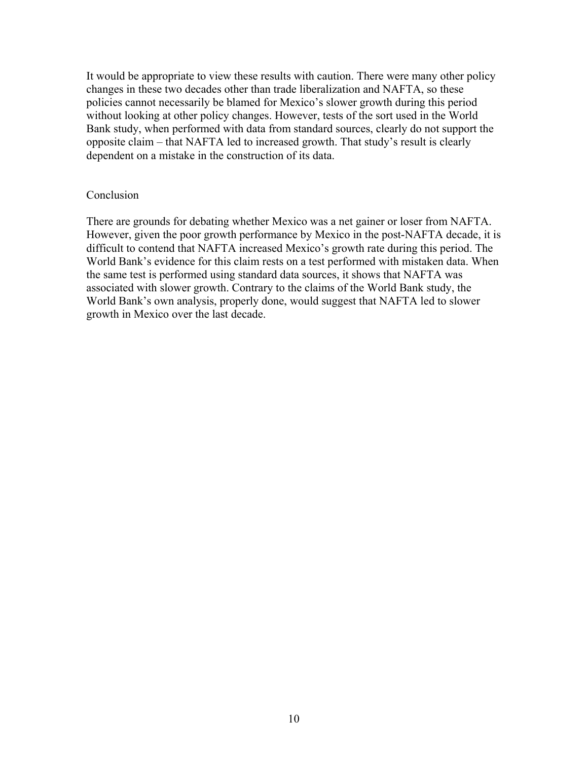It would be appropriate to view these results with caution. There were many other policy changes in these two decades other than trade liberalization and NAFTA, so these policies cannot necessarily be blamed for Mexico's slower growth during this period without looking at other policy changes. However, tests of the sort used in the World Bank study, when performed with data from standard sources, clearly do not support the opposite claim – that NAFTA led to increased growth. That study's result is clearly dependent on a mistake in the construction of its data.

## Conclusion

There are grounds for debating whether Mexico was a net gainer or loser from NAFTA. However, given the poor growth performance by Mexico in the post-NAFTA decade, it is difficult to contend that NAFTA increased Mexico's growth rate during this period. The World Bank's evidence for this claim rests on a test performed with mistaken data. When the same test is performed using standard data sources, it shows that NAFTA was associated with slower growth. Contrary to the claims of the World Bank study, the World Bank's own analysis, properly done, would suggest that NAFTA led to slower growth in Mexico over the last decade.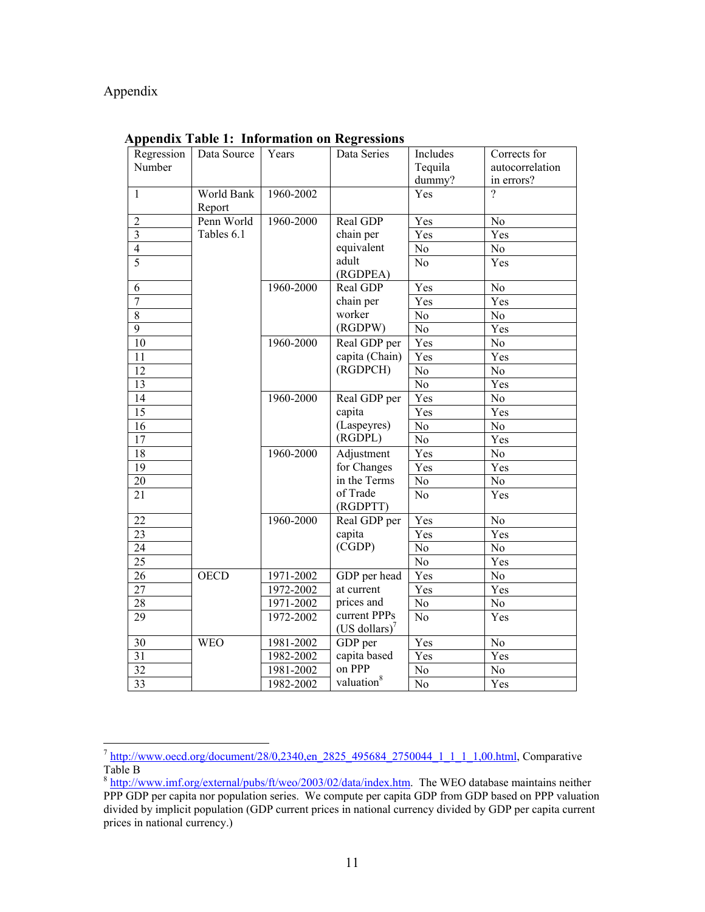Appendix

**Appendix Table 1: Information on Regressions**

| Regression Number | Data Source | Years | Data Series | Includes Tequila dummy? | Corrects for autocorrelation in errors? |
|---|---|---|---|---|---|
| 1 | World Bank Report | 1960-2002 | | Yes | ? |
| 2 | Penn World Tables 6.1 | 1960-2000 | Real GDP chain per equivalent adult (RGDPEA) | Yes | No |
| 3 | | | | Yes | Yes |
| 4 | | | | No | No |
| 5 | | | | No | Yes |
| 6 | | 1960-2000 | Real GDP chain per worker (RGDPW) | Yes | No |
| 7 | | | | Yes | Yes |
| 8 | | | | No | No |
| 9 | | | | No | Yes |
| 10 | | 1960-2000 | Real GDP per capita (Chain) (RGDPCH) | Yes | No |
| 11 | | | | Yes | Yes |
| 12 | | | | No | No |
| 13 | | | | No | Yes |
| 14 | | 1960-2000 | Real GDP per capita (Laspeyres) (RGDPL) | Yes | No |
| 15 | | | | Yes | Yes |
| 16 | | | | No | No |
| 17 | | | | No | Yes |
| 18 | | 1960-2000 | Adjustment for Changes in the Terms of Trade (RGDPTT) | Yes | No |
| 19 | | | | Yes | Yes |
| 20 | | | | No | No |
| 21 | | | | No | Yes |
| 22 | | 1960-2000 | Real GDP per capita (CGDP) | Yes | No |
| 23 | | | | Yes | Yes |
| 24 | | | | No | No |
| 25 | | | | No | Yes |
| 26 | OECD | 1971-2002 | GDP per head at current prices and current PPPs (US dollars)[7] | Yes | No |
| 27 | | 1972-2002 | | Yes | Yes |
| 28 | | 1971-2002 | | No | No |
| 29 | | 1972-2002 | | No | Yes |
| 30 | WEO | 1981-2002 | GDP per capita based on PPP valuation[8] | Yes | No |
| 31 | | 1982-2002 | | Yes | Yes |
| 32 | | 1981-2002 | | No | No |
| 33 | | 1982-2002 | | No | Yes |

[7] http://www.oecd.org/document/28/0,2340,en_2825_495684_2750044_1_1_1_1,00.html, Comparative Table B

[8] http://www.imf.org/external/pubs/ft/weo/2003/02/data/index.htm. The WEO database maintains neither PPP GDP per capita nor population series. We compute per capita GDP from GDP based on PPP valuation divided by implicit population (GDP current prices in national currency divided by GDP per capita current prices in national currency.)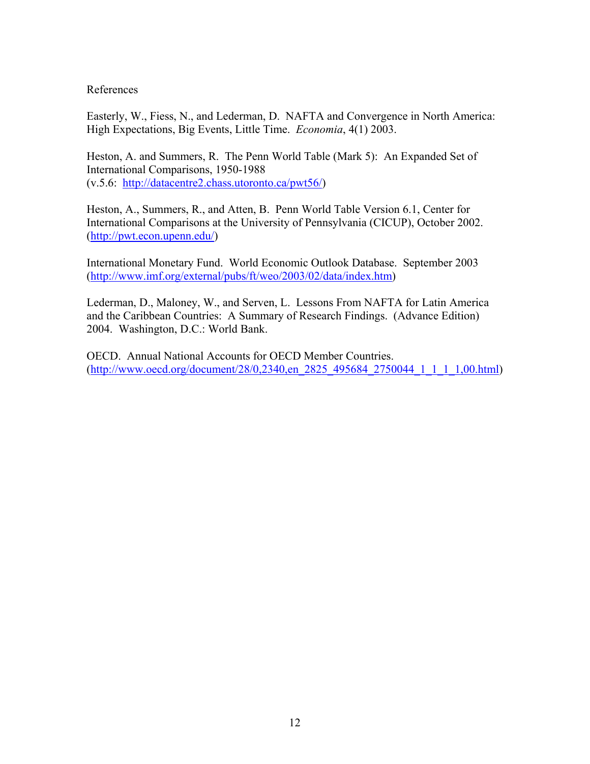## References

Easterly, W., Fiess, N., and Lederman, D. NAFTA and Convergence in North America: High Expectations, Big Events, Little Time. *Economia*, 4(1) 2003.

Heston, A. and Summers, R. The Penn World Table (Mark 5): An Expanded Set of International Comparisons, 1950-1988 (v.5.6: http://datacentre2.chass.utoronto.ca/pwt56/)

Heston, A., Summers, R., and Atten, B. Penn World Table Version 6.1, Center for International Comparisons at the University of Pennsylvania (CICUP), October 2002. (http://pwt.econ.upenn.edu/)

International Monetary Fund. World Economic Outlook Database. September 2003 (http://www.imf.org/external/pubs/ft/weo/2003/02/data/index.htm)

Lederman, D., Maloney, W., and Serven, L. Lessons From NAFTA for Latin America and the Caribbean Countries: A Summary of Research Findings. (Advance Edition) 2004. Washington, D.C.: World Bank.

OECD. Annual National Accounts for OECD Member Countries. (http://www.oecd.org/document/28/0,2340,en_2825_495684_2750044_1_1_1_1,00.html)